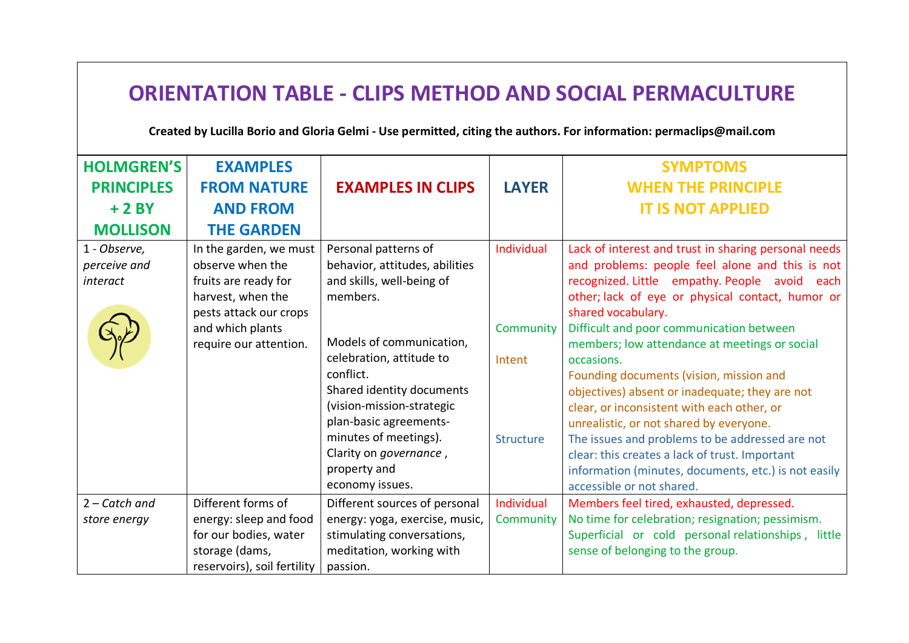# ORIENTATION TABLE - CLIPS METHOD AND SOCIAL PERMACULTURE

**Created by Lucilla Borio and Gloria Gelmi - Use permitted, citing the authors. For information: permaclips@mail.com**

| HOLMGREN'S PRINCIPLES + 2 BY MOLLISON | EXAMPLES FROM NATURE AND FROM THE GARDEN | EXAMPLES IN CLIPS | LAYER | SYMPTOMS WHEN THE PRINCIPLE IT IS NOT APPLIED |
|---|---|---|---|---|
| 1 - *Observe, perceive and interact* | In the garden, we must observe when the fruits are ready for harvest, when the pests attack our crops and which plants require our attention. | Personal patterns of behavior, attitudes, abilities and skills, well-being of members. | Individual | Lack of interest and trust in sharing personal needs and problems: people feel alone and this is not recognized. Little empathy. People avoid each other; lack of eye or physical contact, humor or shared vocabulary. |
| | | Models of communication, celebration, attitude to conflict. | Community | Difficult and poor communication between members; low attendance at meetings or social occasions. |
| | | Shared identity documents (vision-mission-strategic plan-basic agreements-minutes of meetings). | Intent | Founding documents (vision, mission and objectives) absent or inadequate; they are not clear, or inconsistent with each other, or unrealistic, or not shared by everyone. |
| | | Clarity on *governance*, property and economy issues. | Structure | The issues and problems to be addressed are not clear: this creates a lack of trust. Important information (minutes, documents, etc.) is not easily accessible or not shared. |
| 2 – *Catch and store energy* | Different forms of energy: sleep and food for our bodies, water storage (dams, reservoirs), soil fertility | Different sources of personal energy: yoga, exercise, music, stimulating conversations, meditation, working with passion. | Individual | Members feel tired, exhausted, depressed. |
| | | | Community | No time for celebration; resignation; pessimism. Superficial or cold personal relationships, little sense of belonging to the group. |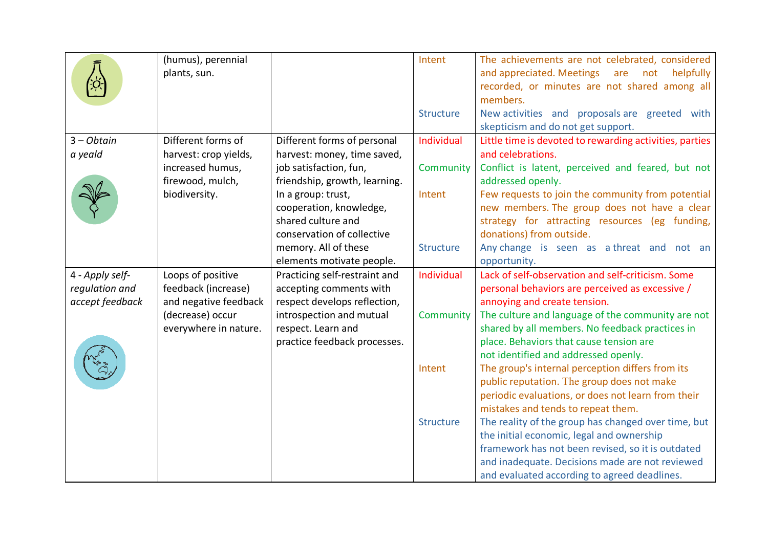| | | | | |
|---|---|---|---|---|
| | (humus), perennial plants, sun. | | Intent | The achievements are not celebrated, considered and appreciated. Meetings are not helpfully recorded, or minutes are not shared among all members. |
| | | | Structure | New activities and proposals are greeted with skepticism and do not get support. |
| 3 – *Obtain a yeald* | Different forms of harvest: crop yields, increased humus, firewood, mulch, biodiversity. | Different forms of personal harvest: money, time saved, job satisfaction, fun, friendship, growth, learning. In a group: trust, cooperation, knowledge, shared culture and conservation of collective memory. All of these elements motivate people. | Individual | Little time is devoted to rewarding activities, parties and celebrations. |
| | | | Community | Conflict is latent, perceived and feared, but not addressed openly. |
| | | | Intent | Few requests to join the community from potential new members. The group does not have a clear strategy for attracting resources (eg funding, donations) from outside. |
| | | | Structure | Any change is seen as a threat and not an opportunity. |
| 4 - *Apply self-regulation and accept feedback* | Loops of positive feedback (increase) and negative feedback (decrease) occur everywhere in nature. | Practicing self-restraint and accepting comments with respect develops reflection, introspection and mutual respect. Learn and practice feedback processes. | Individual | Lack of self-observation and self-criticism. Some personal behaviors are perceived as excessive / annoying and create tension. |
| | | | Community | The culture and language of the community are not shared by all members. No feedback practices in place. Behaviors that cause tension are not identified and addressed openly. |
| | | | Intent | The group's internal perception differs from its public reputation. The group does not make periodic evaluations, or does not learn from their mistakes and tends to repeat them. |
| | | | Structure | The reality of the group has changed over time, but the initial economic, legal and ownership framework has not been revised, so it is outdated and inadequate. Decisions made are not reviewed and evaluated according to agreed deadlines. |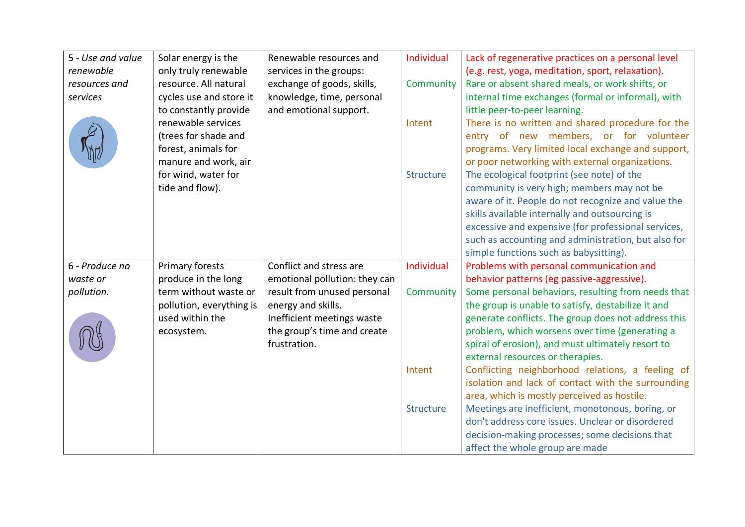| | | | | |
|---|---|---|---|---|
| 5 - *Use and value renewable resources and services* | Solar energy is the only truly renewable resource. All natural cycles use and store it to constantly provide renewable services (trees for shade and forest, animals for manure and work, air for wind, water for tide and flow). | Renewable resources and services in the groups: exchange of goods, skills, knowledge, time, personal and emotional support. | Individual | Lack of regenerative practices on a personal level (e.g. rest, yoga, meditation, sport, relaxation). |
| | | | Community | Rare or absent shared meals, or work shifts, or internal time exchanges (formal or informal), with little peer-to-peer learning. |
| | | | Intent | There is no written and shared procedure for the entry of new members, or for volunteer programs. Very limited local exchange and support, or poor networking with external organizations. |
| | | | Structure | The ecological footprint (see note) of the community is very high; members may not be aware of it. People do not recognize and value the skills available internally and outsourcing is excessive and expensive (for professional services, such as accounting and administration, but also for simple functions such as babysitting). |
| 6 - *Produce no waste or pollution.* | Primary forests produce in the long term without waste or pollution, everything is used within the ecosystem. | Conflict and stress are emotional pollution: they can result from unused personal energy and skills. Inefficient meetings waste the group's time and create frustration. | Individual | Problems with personal communication and behavior patterns (eg passive-aggressive). |
| | | | Community | Some personal behaviors, resulting from needs that the group is unable to satisfy, destabilize it and generate conflicts. The group does not address this problem, which worsens over time (generating a spiral of erosion), and must ultimately resort to external resources or therapies. |
| | | | Intent | Conflicting neighborhood relations, a feeling of isolation and lack of contact with the surrounding area, which is mostly perceived as hostile. |
| | | | Structure | Meetings are inefficient, monotonous, boring, or don't address core issues. Unclear or disordered decision-making processes; some decisions that affect the whole group are made |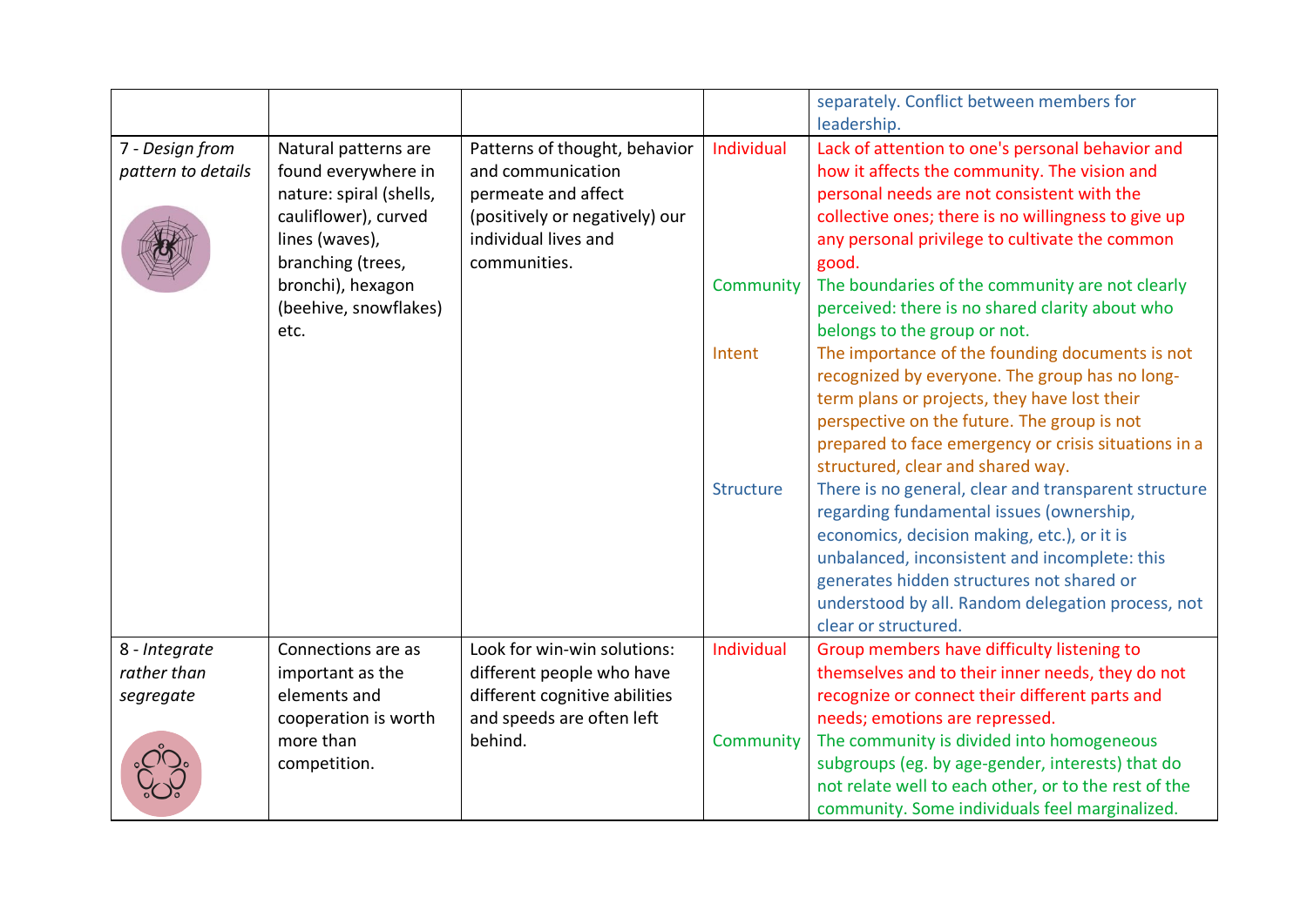| | | | | |
|---|---|---|---|---|
| | | | | separately. Conflict between members for leadership. |
| 7 - *Design from pattern to details* | Natural patterns are found everywhere in nature: spiral (shells, cauliflower), curved lines (waves), branching (trees, bronchi), hexagon (beehive, snowflakes) etc. | Patterns of thought, behavior and communication permeate and affect (positively or negatively) our individual lives and communities. | Individual | Lack of attention to one's personal behavior and how it affects the community. The vision and personal needs are not consistent with the collective ones; there is no willingness to give up any personal privilege to cultivate the common good. |
| | | | Community | The boundaries of the community are not clearly perceived: there is no shared clarity about who belongs to the group or not. |
| | | | Intent | The importance of the founding documents is not recognized by everyone. The group has no long-term plans or projects, they have lost their perspective on the future. The group is not prepared to face emergency or crisis situations in a structured, clear and shared way. |
| | | | Structure | There is no general, clear and transparent structure regarding fundamental issues (ownership, economics, decision making, etc.), or it is unbalanced, inconsistent and incomplete: this generates hidden structures not shared or understood by all. Random delegation process, not clear or structured. |
| 8 - *Integrate rather than segregate* | Connections are as important as the elements and cooperation is worth more than competition. | Look for win-win solutions: different people who have different cognitive abilities and speeds are often left behind. | Individual | Group members have difficulty listening to themselves and to their inner needs, they do not recognize or connect their different parts and needs; emotions are repressed. |
| | | | Community | The community is divided into homogeneous subgroups (eg. by age-gender, interests) that do not relate well to each other, or to the rest of the community. Some individuals feel marginalized. |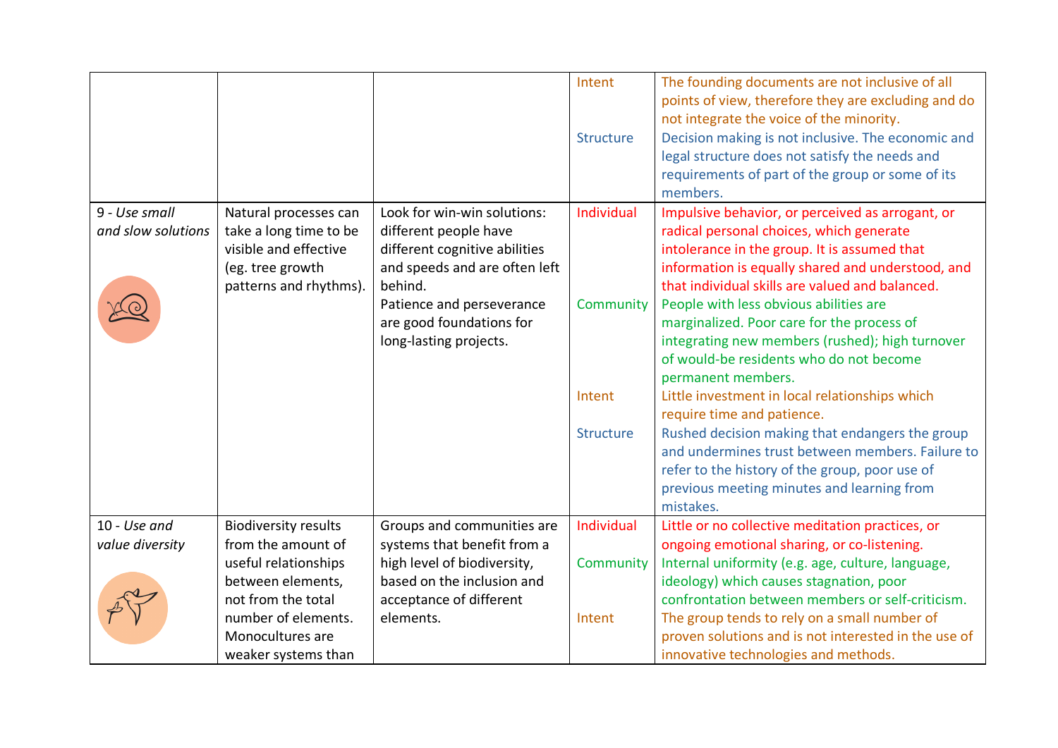| | | | | |
|---|---|---|---|---|
| | | | Intent | The founding documents are not inclusive of all points of view, therefore they are excluding and do not integrate the voice of the minority. |
| | | | Structure | Decision making is not inclusive. The economic and legal structure does not satisfy the needs and requirements of part of the group or some of its members. |
| 9 - *Use small and slow solutions* | Natural processes can take a long time to be visible and effective (eg. tree growth patterns and rhythms). | Look for win-win solutions: different people have different cognitive abilities and speeds and are often left behind. Patience and perseverance are good foundations for long-lasting projects. | Individual | Impulsive behavior, or perceived as arrogant, or radical personal choices, which generate intolerance in the group. It is assumed that information is equally shared and understood, and that individual skills are valued and balanced. |
| | | | Community | People with less obvious abilities are marginalized. Poor care for the process of integrating new members (rushed); high turnover of would-be residents who do not become permanent members. |
| | | | Intent | Little investment in local relationships which require time and patience. |
| | | | Structure | Rushed decision making that endangers the group and undermines trust between members. Failure to refer to the history of the group, poor use of previous meeting minutes and learning from mistakes. |
| 10 - *Use and value diversity* | Biodiversity results from the amount of useful relationships between elements, not from the total number of elements. Monocultures are weaker systems than | Groups and communities are systems that benefit from a high level of biodiversity, based on the inclusion and acceptance of different elements. | Individual | Little or no collective meditation practices, or ongoing emotional sharing, or co-listening. |
| | | | Community | Internal uniformity (e.g. age, culture, language, ideology) which causes stagnation, poor confrontation between members or self-criticism. |
| | | | Intent | The group tends to rely on a small number of proven solutions and is not interested in the use of innovative technologies and methods. |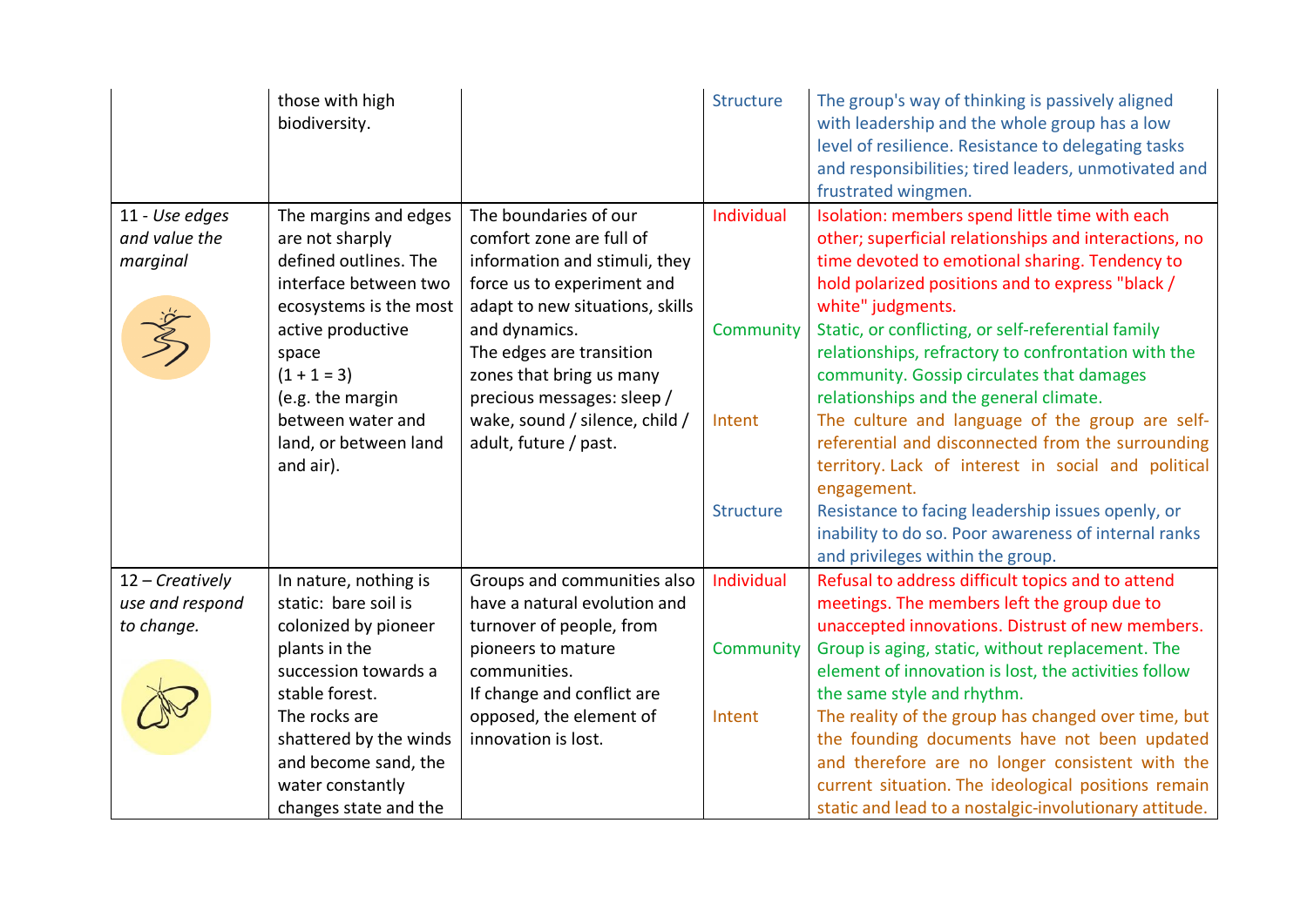|  |  |  |  |  |
|---|---|---|---|---|
|  | those with high biodiversity. |  | Structure | The group's way of thinking is passively aligned with leadership and the whole group has a low level of resilience. Resistance to delegating tasks and responsibilities; tired leaders, unmotivated and frustrated wingmen. |
| 11 - *Use edges and value the marginal* | The margins and edges are not sharply defined outlines. The interface between two ecosystems is the most active productive space (1 + 1 = 3) (e.g. the margin between water and land, or between land and air). | The boundaries of our comfort zone are full of information and stimuli, they force us to experiment and adapt to new situations, skills and dynamics. The edges are transition zones that bring us many precious messages: sleep / wake, sound / silence, child / adult, future / past. | Individual | Isolation: members spend little time with each other; superficial relationships and interactions, no time devoted to emotional sharing. Tendency to hold polarized positions and to express "black / white" judgments. |
|  |  |  | Community | Static, or conflicting, or self-referential family relationships, refractory to confrontation with the community. Gossip circulates that damages relationships and the general climate. |
|  |  |  | Intent | The culture and language of the group are self-referential and disconnected from the surrounding territory. Lack of interest in social and political engagement. |
|  |  |  | Structure | Resistance to facing leadership issues openly, or inability to do so. Poor awareness of internal ranks and privileges within the group. |
| 12 – *Creatively use and respond to change.* | In nature, nothing is static: bare soil is colonized by pioneer plants in the succession towards a stable forest. The rocks are shattered by the winds and become sand, the water constantly changes state and the | Groups and communities also have a natural evolution and turnover of people, from pioneers to mature communities. If change and conflict are opposed, the element of innovation is lost. | Individual | Refusal to address difficult topics and to attend meetings. The members left the group due to unaccepted innovations. Distrust of new members. |
|  |  |  | Community | Group is aging, static, without replacement. The element of innovation is lost, the activities follow the same style and rhythm. |
|  |  |  | Intent | The reality of the group has changed over time, but the founding documents have not been updated and therefore are no longer consistent with the current situation. The ideological positions remain static and lead to a nostalgic-involutionary attitude. |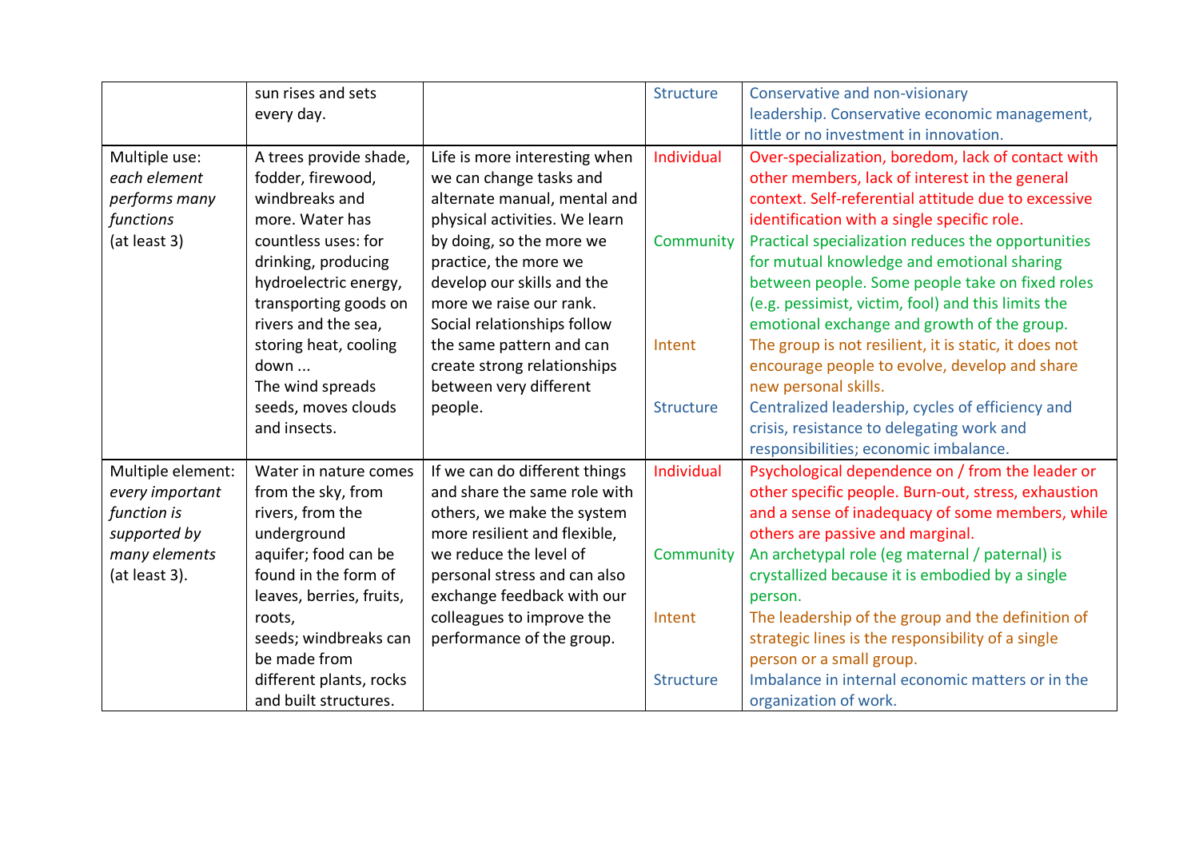| | | | | |
|---|---|---|---|---|
| | sun rises and sets every day. | | Structure | Conservative and non-visionary leadership. Conservative economic management, little or no investment in innovation. |
| Multiple use: *each element performs many functions* (at least 3) | A trees provide shade, fodder, firewood, windbreaks and more. Water has countless uses: for drinking, producing hydroelectric energy, transporting goods on rivers and the sea, storing heat, cooling down ... The wind spreads seeds, moves clouds and insects. | Life is more interesting when we can change tasks and alternate manual, mental and physical activities. We learn by doing, so the more we practice, the more we develop our skills and the more we raise our rank. Social relationships follow the same pattern and can create strong relationships between very different people. | Individual | Over-specialization, boredom, lack of contact with other members, lack of interest in the general context. Self-referential attitude due to excessive identification with a single specific role. |
| | | | Community | Practical specialization reduces the opportunities for mutual knowledge and emotional sharing between people. Some people take on fixed roles (e.g. pessimist, victim, fool) and this limits the emotional exchange and growth of the group. |
| | | | Intent | The group is not resilient, it is static, it does not encourage people to evolve, develop and share new personal skills. |
| | | | Structure | Centralized leadership, cycles of efficiency and crisis, resistance to delegating work and responsibilities; economic imbalance. |
| Multiple element: *every important function is supported by many elements* (at least 3). | Water in nature comes from the sky, from rivers, from the underground aquifer; food can be found in the form of leaves, berries, fruits, roots, seeds; windbreaks can be made from different plants, rocks and built structures. | If we can do different things and share the same role with others, we make the system more resilient and flexible, we reduce the level of personal stress and can also exchange feedback with our colleagues to improve the performance of the group. | Individual | Psychological dependence on / from the leader or other specific people. Burn-out, stress, exhaustion and a sense of inadequacy of some members, while others are passive and marginal. |
| | | | Community | An archetypal role (eg maternal / paternal) is crystallized because it is embodied by a single person. |
| | | | Intent | The leadership of the group and the definition of strategic lines is the responsibility of a single person or a small group. |
| | | | Structure | Imbalance in internal economic matters or in the organization of work. |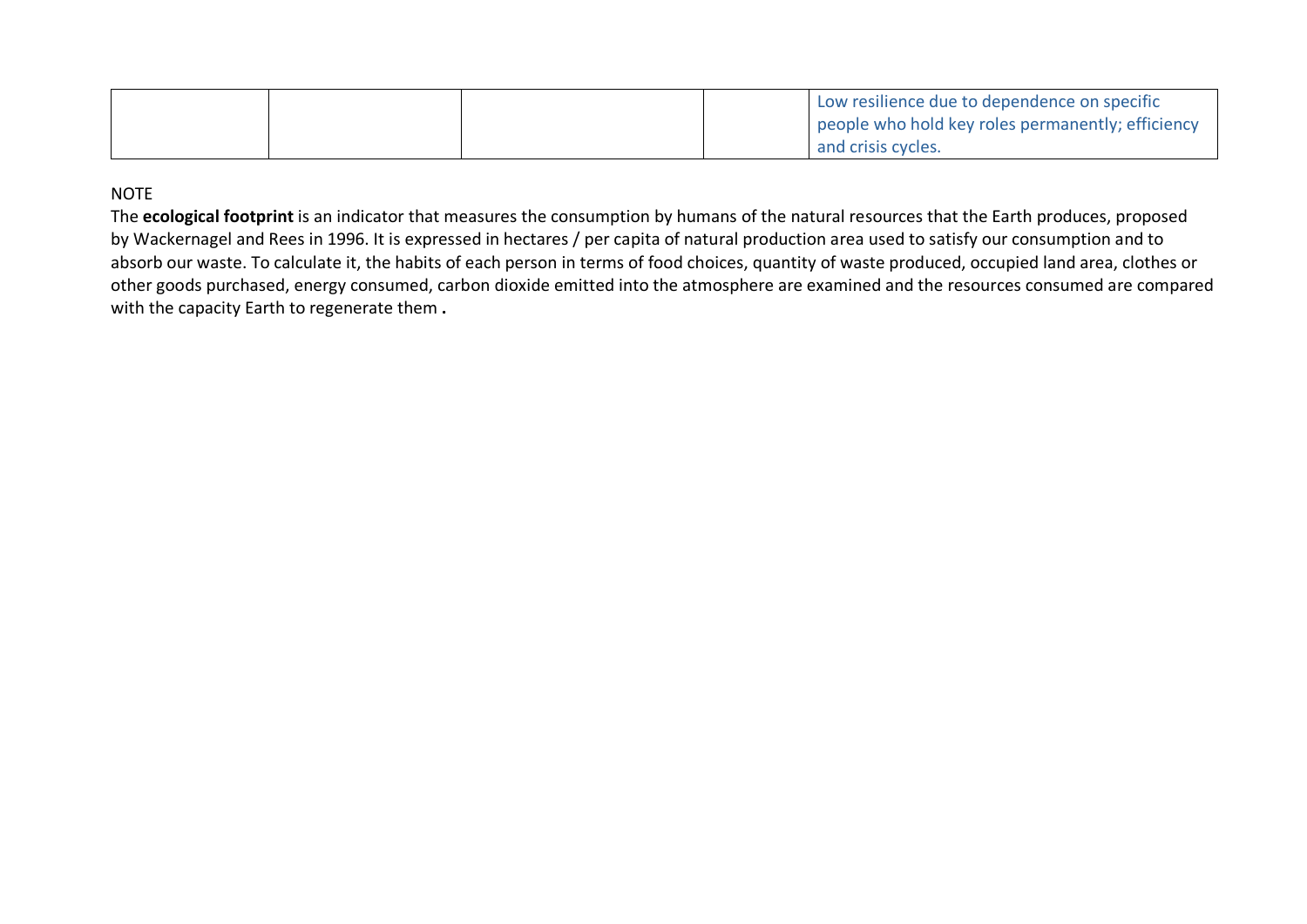| | | | | |
|---|---|---|---|---|
| | | | | Low resilience due to dependence on specific people who hold key roles permanently; efficiency and crisis cycles. |

NOTE

The **ecological footprint** is an indicator that measures the consumption by humans of the natural resources that the Earth produces, proposed by Wackernagel and Rees in 1996. It is expressed in hectares / per capita of natural production area used to satisfy our consumption and to absorb our waste. To calculate it, the habits of each person in terms of food choices, quantity of waste produced, occupied land area, clothes or other goods purchased, energy consumed, carbon dioxide emitted into the atmosphere are examined and the resources consumed are compared with the capacity Earth to regenerate them **.**